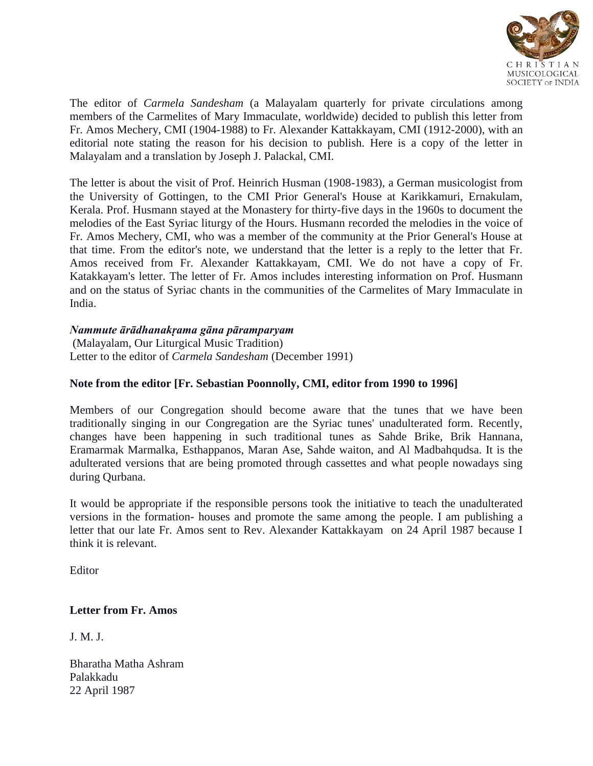The editor of *Carmela Sandesham* (a Malayalam quarterly for private circulations among members of the Carmelites of Mary Immaculate, worldwide) decided to publish this letter from Fr. Amos Mechery, CMI (1904-1988) to Fr. Alexander Kattakkayam, CMI (1912-2000), with an editorial note stating the reason for his decision to publish. Here is a copy of the letter in Malayalam and a translation by Joseph J. Palackal, CMI.

The letter is about the visit of Prof. Heinrich Husman (1908-1983), a German musicologist from the University of Gottingen, to the CMI Prior General's House at Karikkamuri, Ernakulam, Kerala. Prof. Husmann stayed at the Monastery for thirty-five days in the 1960s to document the melodies of the East Syriac liturgy of the Hours. Husmann recorded the melodies in the voice of Fr. Amos Mechery, CMI, who was a member of the community at the Prior General's House at that time. From the editor's note, we understand that the letter is a reply to the letter that Fr. Amos received from Fr. Alexander Kattakkayam, CMI. We do not have a copy of Fr. Katakkayam's letter. The letter of Fr. Amos includes interesting information on Prof. Husmann and on the status of Syriac chants in the communities of the Carmelites of Mary Immaculate in India.

***Nammute ārādhanakṛama gāna pāramparyam***
(Malayalam, Our Liturgical Music Tradition)
Letter to the editor of *Carmela Sandesham* (December 1991)

**Note from the editor [Fr. Sebastian Poonnolly, CMI, editor from 1990 to 1996]**

Members of our Congregation should become aware that the tunes that we have been traditionally singing in our Congregation are the Syriac tunes' unadulterated form. Recently, changes have been happening in such traditional tunes as Sahde Brike, Brik Hannana, Eramarmak Marmalka, Esthappanos, Maran Ase, Sahde waiton, and Al Madbahqudsa. It is the adulterated versions that are being promoted through cassettes and what people nowadays sing during Qurbana.

It would be appropriate if the responsible persons took the initiative to teach the unadulterated versions in the formation- houses and promote the same among the people. I am publishing a letter that our late Fr. Amos sent to Rev. Alexander Kattakkayam on 24 April 1987 because I think it is relevant.

Editor

**Letter from Fr. Amos**

J. M. J.

Bharatha Matha Ashram
Palakkadu
22 April 1987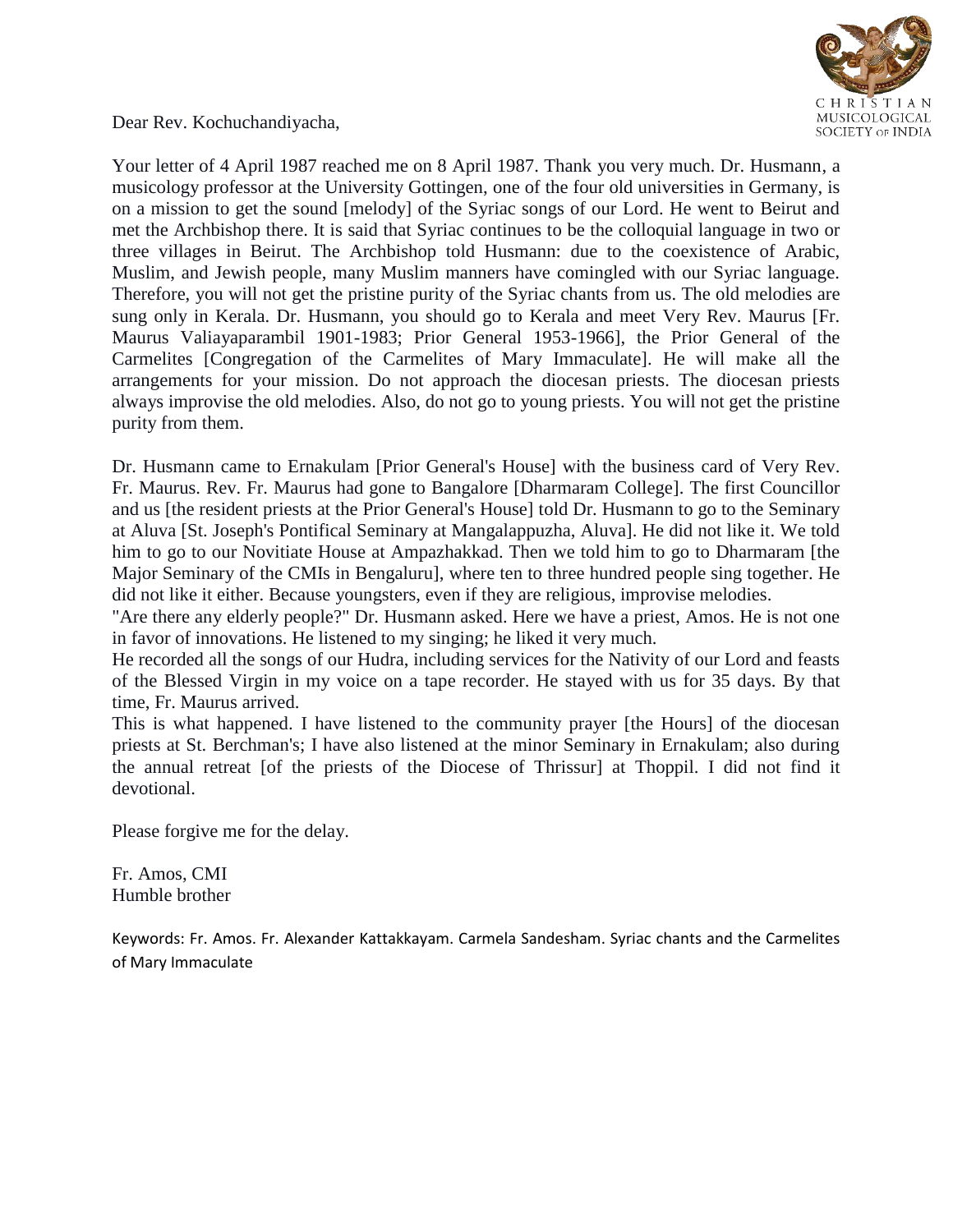Dear Rev. Kochuchandiyacha,

Your letter of 4 April 1987 reached me on 8 April 1987. Thank you very much. Dr. Husmann, a musicology professor at the University Gottingen, one of the four old universities in Germany, is on a mission to get the sound [melody] of the Syriac songs of our Lord. He went to Beirut and met the Archbishop there. It is said that Syriac continues to be the colloquial language in two or three villages in Beirut. The Archbishop told Husmann: due to the coexistence of Arabic, Muslim, and Jewish people, many Muslim manners have comingled with our Syriac language. Therefore, you will not get the pristine purity of the Syriac chants from us. The old melodies are sung only in Kerala. Dr. Husmann, you should go to Kerala and meet Very Rev. Maurus [Fr. Maurus Valiayaparambil 1901-1983; Prior General 1953-1966], the Prior General of the Carmelites [Congregation of the Carmelites of Mary Immaculate]. He will make all the arrangements for your mission. Do not approach the diocesan priests. The diocesan priests always improvise the old melodies. Also, do not go to young priests. You will not get the pristine purity from them.

Dr. Husmann came to Ernakulam [Prior General's House] with the business card of Very Rev. Fr. Maurus. Rev. Fr. Maurus had gone to Bangalore [Dharmaram College]. The first Councillor and us [the resident priests at the Prior General's House] told Dr. Husmann to go to the Seminary at Aluva [St. Joseph's Pontifical Seminary at Mangalappuzha, Aluva]. He did not like it. We told him to go to our Novitiate House at Ampazhakkad. Then we told him to go to Dharmaram [the Major Seminary of the CMIs in Bengaluru], where ten to three hundred people sing together. He did not like it either. Because youngsters, even if they are religious, improvise melodies.

"Are there any elderly people?" Dr. Husmann asked. Here we have a priest, Amos. He is not one in favor of innovations. He listened to my singing; he liked it very much.

He recorded all the songs of our Hudra, including services for the Nativity of our Lord and feasts of the Blessed Virgin in my voice on a tape recorder. He stayed with us for 35 days. By that time, Fr. Maurus arrived.

This is what happened. I have listened to the community prayer [the Hours] of the diocesan priests at St. Berchman's; I have also listened at the minor Seminary in Ernakulam; also during the annual retreat [of the priests of the Diocese of Thrissur] at Thoppil. I did not find it devotional.

Please forgive me for the delay.

Fr. Amos, CMI
Humble brother

Keywords: Fr. Amos. Fr. Alexander Kattakkayam. Carmela Sandesham. Syriac chants and the Carmelites of Mary Immaculate